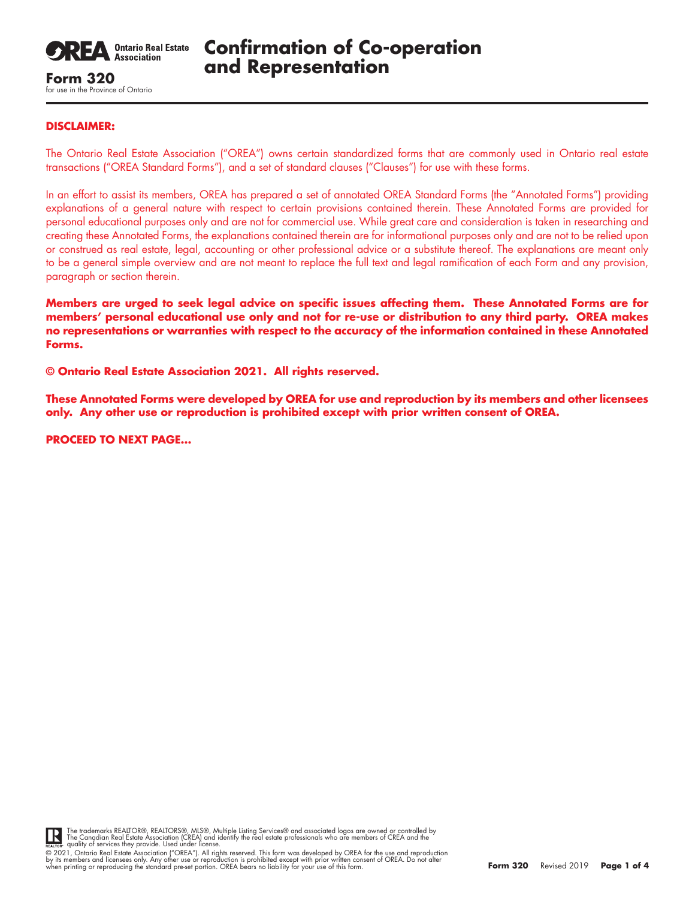**Ontario Real Estate Association**

**Form 320**
for use in the Province of Ontario

# Confirmation of Co-operation and Representation

**DISCLAIMER:**

The Ontario Real Estate Association ("OREA") owns certain standardized forms that are commonly used in Ontario real estate transactions ("OREA Standard Forms"), and a set of standard clauses ("Clauses") for use with these forms.

In an effort to assist its members, OREA has prepared a set of annotated OREA Standard Forms (the "Annotated Forms") providing explanations of a general nature with respect to certain provisions contained therein. These Annotated Forms are provided for personal educational purposes only and are not for commercial use. While great care and consideration is taken in researching and creating these Annotated Forms, the explanations contained therein are for informational purposes only and are not to be relied upon or construed as real estate, legal, accounting or other professional advice or a substitute thereof. The explanations are meant only to be a general simple overview and are not meant to replace the full text and legal ramification of each Form and any provision, paragraph or section therein.

**Members are urged to seek legal advice on specific issues affecting them. These Annotated Forms are for members' personal educational use only and not for re-use or distribution to any third party. OREA makes no representations or warranties with respect to the accuracy of the information contained in these Annotated Forms.**

**© Ontario Real Estate Association 2021. All rights reserved.**

**These Annotated Forms were developed by OREA for use and reproduction by its members and other licensees only. Any other use or reproduction is prohibited except with prior written consent of OREA.**

**PROCEED TO NEXT PAGE...**

The trademarks REALTOR®, REALTORS®, MLS®, Multiple Listing Services® and associated logos are owned or controlled by The Canadian Real Estate Association (CREA) and identify the real estate professionals who are members of CREA and the quality of services they provide. Used under license.

© 2021, Ontario Real Estate Association ("OREA"). All rights reserved. This form was developed by OREA for the use and reproduction by its members and licensees only. Any other use or reproduction is prohibited except with prior written consent of OREA. Do not alter when printing or reproducing the standard pre-set portion. OREA bears no liability for your use of this form.

**Form 320** Revised 2019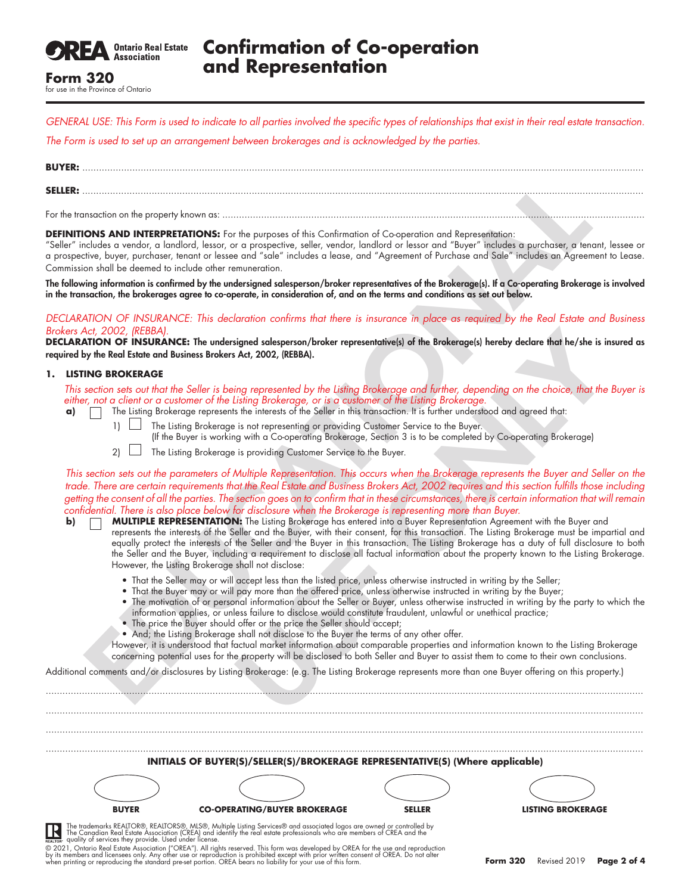# Confirmation of Co-operation and Representation

**Form 320**
for use in the Province of Ontario

*GENERAL USE: This Form is used to indicate to all parties involved the specific types of relationships that exist in their real estate transaction.*

*The Form is used to set up an arrangement between brokerages and is acknowledged by the parties.*

**BUYER:** ..............................................................................................................................................

**SELLER:** ............................................................................................................................................

For the transaction on the property known as: ............................................................................................

**DEFINITIONS AND INTERPRETATIONS:** For the purposes of this Confirmation of Co-operation and Representation:
"Seller" includes a vendor, a landlord, lessor, or a prospective, seller, vendor, landlord or lessor and "Buyer" includes a purchaser, a tenant, lessee or a prospective, buyer, purchaser, tenant or lessee and "sale" includes a lease, and "Agreement of Purchase and Sale" includes an Agreement to Lease. Commission shall be deemed to include other remuneration.

**The following information is confirmed by the undersigned salesperson/broker representatives of the Brokerage(s). If a Co-operating Brokerage is involved in the transaction, the brokerages agree to co-operate, in consideration of, and on the terms and conditions as set out below.**

*DECLARATION OF INSURANCE: This declaration confirms that there is insurance in place as required by the Real Estate and Business Brokers Act, 2002, (REBBA).*

**DECLARATION OF INSURANCE: The undersigned salesperson/broker representative(s) of the Brokerage(s) hereby declare that he/she is insured as required by the Real Estate and Business Brokers Act, 2002, (REBBA).**

## 1. LISTING BROKERAGE

*This section sets out that the Seller is being represented by the Listing Brokerage and further, depending on the choice, that the Buyer is either, not a client or a customer of the Listing Brokerage, or is a customer of the Listing Brokerage.*

**a)** ☐ The Listing Brokerage represents the interests of the Seller in this transaction. It is further understood and agreed that:

1) ☐ The Listing Brokerage is not representing or providing Customer Service to the Buyer.
(If the Buyer is working with a Co-operating Brokerage, Section 3 is to be completed by Co-operating Brokerage)

2) ☐ The Listing Brokerage is providing Customer Service to the Buyer.

*This section sets out the parameters of Multiple Representation. This occurs when the Brokerage represents the Buyer and Seller on the trade. There are certain requirements that the Real Estate and Business Brokers Act, 2002 requires and this section fulfills those including getting the consent of all the parties. The section goes on to confirm that in these circumstances, there is certain information that will remain confidential. There is also place below for disclosure when the Brokerage is representing more than Buyer.*

**b)** ☐ **MULTIPLE REPRESENTATION:** The Listing Brokerage has entered into a Buyer Representation Agreement with the Buyer and represents the interests of the Seller and the Buyer, with their consent, for this transaction. The Listing Brokerage must be impartial and equally protect the interests of the Seller and the Buyer in this transaction. The Listing Brokerage has a duty of full disclosure to both the Seller and the Buyer, including a requirement to disclose all factual information about the property known to the Listing Brokerage. However, the Listing Brokerage shall not disclose:

- That the Seller may or will accept less than the listed price, unless otherwise instructed in writing by the Seller;
- That the Buyer may or will pay more than the offered price, unless otherwise instructed in writing by the Buyer;
- The motivation of or personal information about the Seller or Buyer, unless otherwise instructed in writing by the party to which the information applies, or unless failure to disclose would constitute fraudulent, unlawful or unethical practice;
- The price the Buyer should offer or the price the Seller should accept;
- And; the Listing Brokerage shall not disclose to the Buyer the terms of any other offer.

However, it is understood that factual market information about comparable properties and information known to the Listing Brokerage concerning potential uses for the property will be disclosed to both Seller and Buyer to assist them to come to their own conclusions.

Additional comments and/or disclosures by Listing Brokerage: (e.g. The Listing Brokerage represents more than one Buyer offering on this property.)

..........................................................................................................................................................

..........................................................................................................................................................

..........................................................................................................................................................

..........................................................................................................................................................

**INITIALS OF BUYER(S)/SELLER(S)/BROKERAGE REPRESENTATIVE(S) (Where applicable)**

| BUYER | CO-OPERATING/BUYER BROKERAGE | SELLER | LISTING BROKERAGE |
|---|---|---|---|
| | | | |

The trademarks REALTOR®, REALTORS®, MLS®, Multiple Listing Services® and associated logos are owned or controlled by The Canadian Real Estate Association (CREA) and identify the real estate professionals who are members of CREA and the quality of services they provide. Used under license.
© 2021, Ontario Real Estate Association ("OREA"). All rights reserved. This form was developed by OREA for the use and reproduction by its members and licensees only. Any other use or reproduction is prohibited except with prior written consent of OREA. Do not alter when printing or reproducing the standard pre-set portion. OREA bears no liability for your use of this form.

Form 320 Revised 2019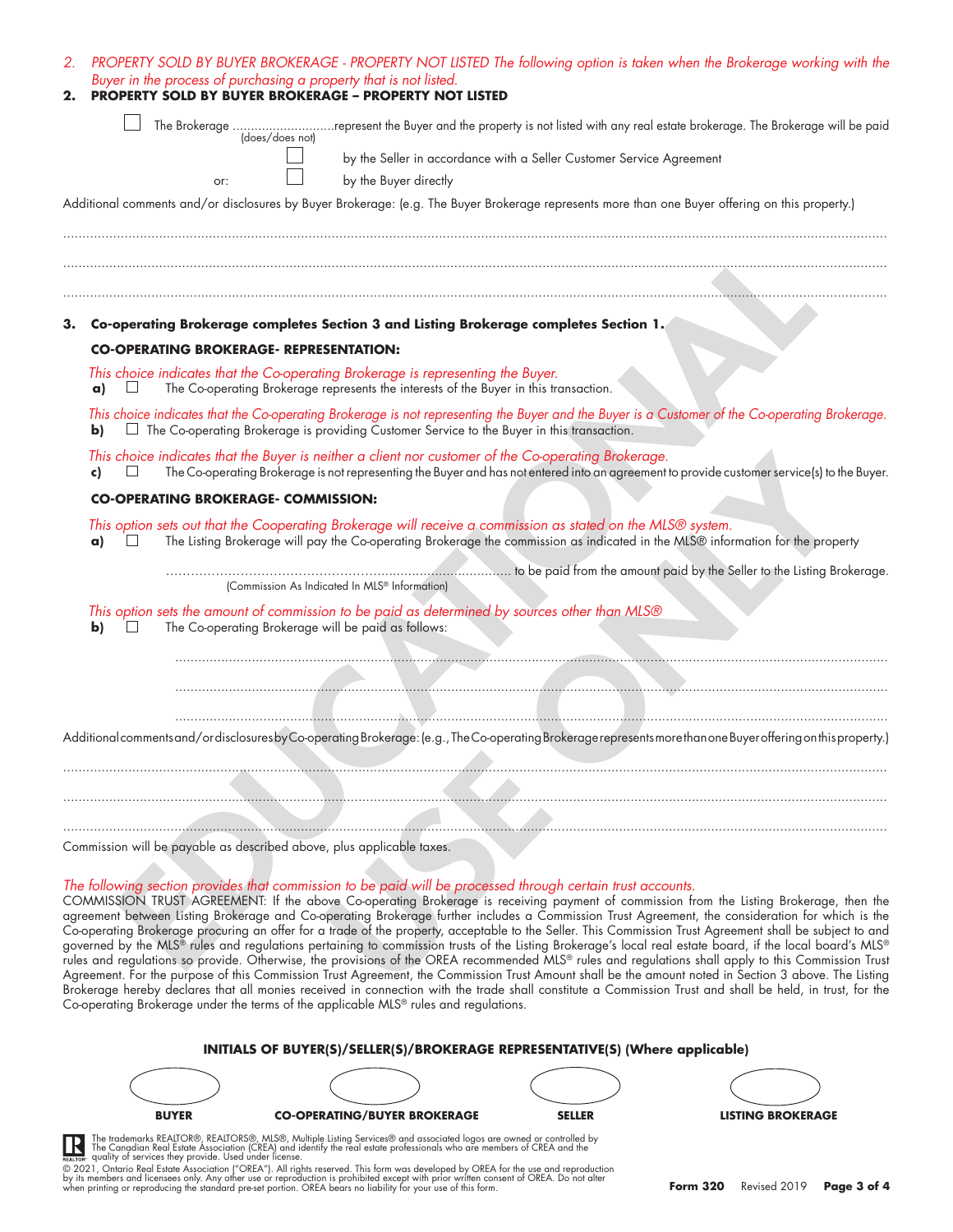*2. PROPERTY SOLD BY BUYER BROKERAGE - PROPERTY NOT LISTED The following option is taken when the Brokerage working with the Buyer in the process of purchasing a property that is not listed.*

**2. PROPERTY SOLD BY BUYER BROKERAGE – PROPERTY NOT LISTED**

☐ The Brokerage ............................represent the Buyer and the property is not listed with any real estate brokerage. The Brokerage will be paid
(does/does not)

☐ by the Seller in accordance with a Seller Customer Service Agreement

or: ☐ by the Buyer directly

Additional comments and/or disclosures by Buyer Brokerage: (e.g. The Buyer Brokerage represents more than one Buyer offering on this property.)

..............................................................................................................................................................

..............................................................................................................................................................

..............................................................................................................................................................

**3. Co-operating Brokerage completes Section 3 and Listing Brokerage completes Section 1.**

**CO-OPERATING BROKERAGE- REPRESENTATION:**

*This choice indicates that the Co-operating Brokerage is representing the Buyer.*

**a)** ☐ The Co-operating Brokerage represents the interests of the Buyer in this transaction.

*This choice indicates that the Co-operating Brokerage is not representing the Buyer and the Buyer is a Customer of the Co-operating Brokerage.*

**b)** ☐ The Co-operating Brokerage is providing Customer Service to the Buyer in this transaction.

*This choice indicates that the Buyer is neither a client nor customer of the Co-operating Brokerage.*

**c)** ☐ The Co-operating Brokerage is not representing the Buyer and has not entered into an agreement to provide customer service(s) to the Buyer.

**CO-OPERATING BROKERAGE- COMMISSION:**

*This option sets out that the Cooperating Brokerage will receive a commission as stated on the MLS® system.*

**a)** ☐ The Listing Brokerage will pay the Co-operating Brokerage the commission as indicated in the MLS® information for the property

.................................................................................... to be paid from the amount paid by the Seller to the Listing Brokerage.
(Commission As Indicated In MLS® Information)

*This option sets the amount of commission to be paid as determined by sources other than MLS®*

**b)** ☐ The Co-operating Brokerage will be paid as follows:

..............................................................................................................................................................

..............................................................................................................................................................

..............................................................................................................................................................

Additional comments and/or disclosures by Co-operating Brokerage: (e.g., The Co-operating Brokerage represents more than one Buyer offering on this property.)

..............................................................................................................................................................

..............................................................................................................................................................

..............................................................................................................................................................

Commission will be payable as described above, plus applicable taxes.

*The following section provides that commission to be paid will be processed through certain trust accounts.*

COMMISSION TRUST AGREEMENT: If the above Co-operating Brokerage is receiving payment of commission from the Listing Brokerage, then the agreement between Listing Brokerage and Co-operating Brokerage further includes a Commission Trust Agreement, the consideration for which is the Co-operating Brokerage procuring an offer for a trade of the property, acceptable to the Seller. This Commission Trust Agreement shall be subject to and governed by the MLS® rules and regulations pertaining to commission trusts of the Listing Brokerage's local real estate board, if the local board's MLS® rules and regulations so provide. Otherwise, the provisions of the OREA recommended MLS® rules and regulations shall apply to this Commission Trust Agreement. For the purpose of this Commission Trust Agreement, the Commission Trust Amount shall be the amount noted in Section 3 above. The Listing Brokerage hereby declares that all monies received in connection with the trade shall constitute a Commission Trust and shall be held, in trust, for the Co-operating Brokerage under the terms of the applicable MLS® rules and regulations.

**INITIALS OF BUYER(S)/SELLER(S)/BROKERAGE REPRESENTATIVE(S) (Where applicable)**

| BUYER | CO-OPERATING/BUYER BROKERAGE | SELLER | LISTING BROKERAGE |
|---|---|---|---|
| | | | |

The trademarks REALTOR®, REALTORS®, MLS®, Multiple Listing Services® and associated logos are owned or controlled by The Canadian Real Estate Association (CREA) and identify the real estate professionals who are members of CREA and the quality of services they provide. Used under license.

© 2021, Ontario Real Estate Association ("OREA"). All rights reserved. This form was developed by OREA for the use and reproduction by its members and licensees only. Any other use or reproduction is prohibited except with prior written consent of OREA. Do not alter when printing or reproducing the standard pre-set portion. OREA bears no liability for your use of this form.

**Form 320** Revised 2019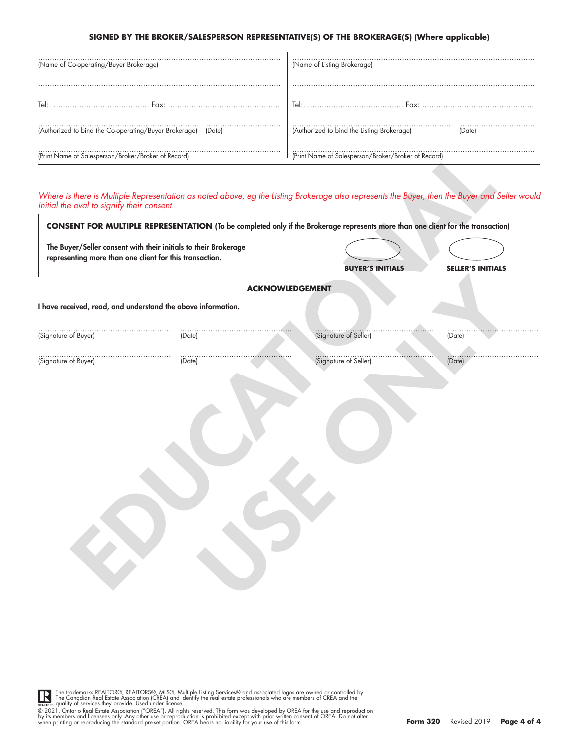**SIGNED BY THE BROKER/SALESPERSON REPRESENTATIVE(S) OF THE BROKERAGE(S) (Where applicable)**

| | |
|---|---|
| ........................................ (Name of Co-operating/Buyer Brokerage) | ........................................ (Name of Listing Brokerage) |
| ........................................ | ........................................ |
| Tel:. .................... Fax: .................... | Tel:. .................... Fax: .................... |
| ........................................ (Authorized to bind the Co-operating/Buyer Brokerage) .................... (Date) | ........................................ (Authorized to bind the Listing Brokerage) .................... (Date) |
| ........................................ (Print Name of Salesperson/Broker/Broker of Record) | ........................................ (Print Name of Salesperson/Broker/Broker of Record) |

*Where is there is Multiple Representation as noted above, eg the Listing Brokerage also represents the Buyer, then the Buyer and Seller would initial the oval to signify their consent.*

**CONSENT FOR MULTIPLE REPRESENTATION** (To be completed only if the Brokerage represents more than one client for the transaction)

**The Buyer/Seller consent with their initials to their Brokerage representing more than one client for this transaction.**

**BUYER'S INITIALS** **SELLER'S INITIALS**

**ACKNOWLEDGEMENT**

**I have received, read, and understand the above information.**

| | | | |
|---|---|---|---|
| ........................ (Signature of Buyer) | ........................ (Date) | ........................ (Signature of Seller) | ........................ (Date) |
| ........................ (Signature of Buyer) | ........................ (Date) | ........................ (Signature of Seller) | ........................ (Date) |

EDUCATIONAL USE ONLY

The trademarks REALTOR®, REALTORS®, MLS®, Multiple Listing Services® and associated logos are owned or controlled by The Canadian Real Estate Association (CREA) and identify the real estate professionals who are members of CREA and the quality of services they provide. Used under license.

© 2021, Ontario Real Estate Association ("OREA"). All rights reserved. This form was developed by OREA for the use and reproduction by its members and licensees only. Any other use or reproduction is prohibited except with prior written consent of OREA. Do not alter when printing or reproducing the standard pre-set portion. OREA bears no liability for your use of this form.

**Form 320** Revised 2019